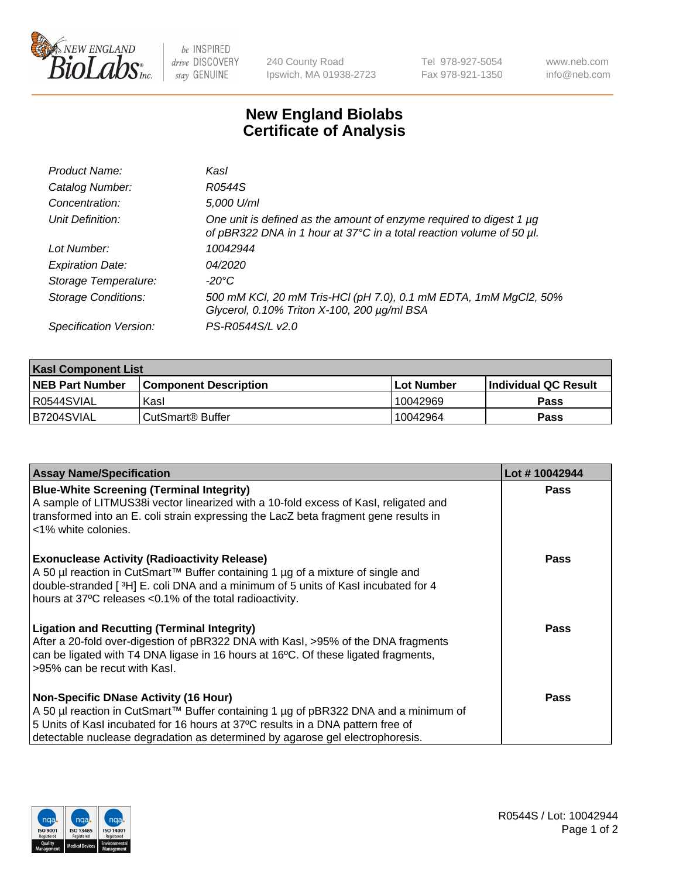# New England Biolabs Certificate of Analysis

| | |
|---|---|
| *Product Name:* | *KasI* |
| *Catalog Number:* | *R0544S* |
| *Concentration:* | *5,000 U/ml* |
| *Unit Definition:* | *One unit is defined as the amount of enzyme required to digest 1 µg of pBR322 DNA in 1 hour at 37°C in a total reaction volume of 50 µl.* |
| *Lot Number:* | *10042944* |
| *Expiration Date:* | *04/2020* |
| *Storage Temperature:* | *-20°C* |
| *Storage Conditions:* | *500 mM KCl, 20 mM Tris-HCl (pH 7.0), 0.1 mM EDTA, 1mM MgCl2, 50% Glycerol, 0.10% Triton X-100, 200 µg/ml BSA* |
| *Specification Version:* | *PS-R0544S/L v2.0* |

| **KasI Component List** | | | |
|---|---|---|---|
| **NEB Part Number** | **Component Description** | **Lot Number** | **Individual QC Result** |
| R0544SVIAL | KasI | 10042969 | **Pass** |
| B7204SVIAL | CutSmart® Buffer | 10042964 | **Pass** |

| **Assay Name/Specification** | **Lot # 10042944** |
|---|---|
| **Blue-White Screening (Terminal Integrity)** A sample of LITMUS38i vector linearized with a 10-fold excess of KasI, religated and transformed into an E. coli strain expressing the LacZ beta fragment gene results in <1% white colonies. | **Pass** |
| **Exonuclease Activity (Radioactivity Release)** A 50 µl reaction in CutSmart™ Buffer containing 1 µg of a mixture of single and double-stranded [ $^3$H] E. coli DNA and a minimum of 5 units of KasI incubated for 4 hours at 37ºC releases <0.1% of the total radioactivity. | **Pass** |
| **Ligation and Recutting (Terminal Integrity)** After a 20-fold over-digestion of pBR322 DNA with KasI, >95% of the DNA fragments can be ligated with T4 DNA ligase in 16 hours at 16ºC. Of these ligated fragments, >95% can be recut with KasI. | **Pass** |
| **Non-Specific DNase Activity (16 Hour)** A 50 µl reaction in CutSmart™ Buffer containing 1 µg of pBR322 DNA and a minimum of 5 Units of KasI incubated for 16 hours at 37ºC results in a DNA pattern free of detectable nuclease degradation as determined by agarose gel electrophoresis. | **Pass** |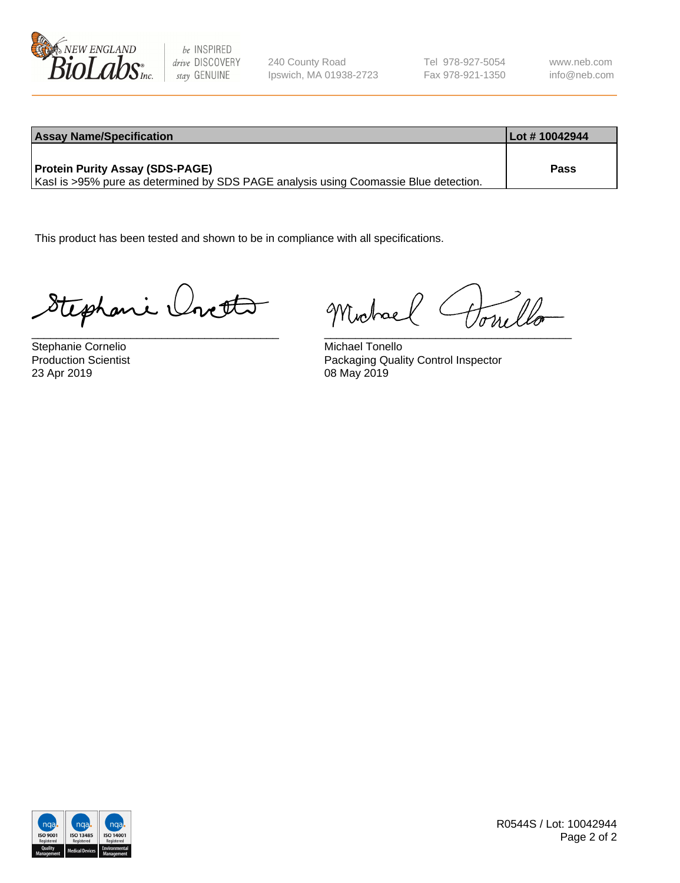240 County Road
Ipswich, MA 01938-2723

Tel 978-927-5054
Fax 978-921-1350

www.neb.com
info@neb.com

| Assay Name/Specification | Lot # 10042944 |
|---|---|
| **Protein Purity Assay (SDS-PAGE)**<br>KasI is >95% pure as determined by SDS PAGE analysis using Coomassie Blue detection. | **Pass** |

This product has been tested and shown to be in compliance with all specifications.

Stephanie Cornelio
Production Scientist
23 Apr 2019

Michael Tonello
Packaging Quality Control Inspector
08 May 2019

R0544S / Lot: 10042944